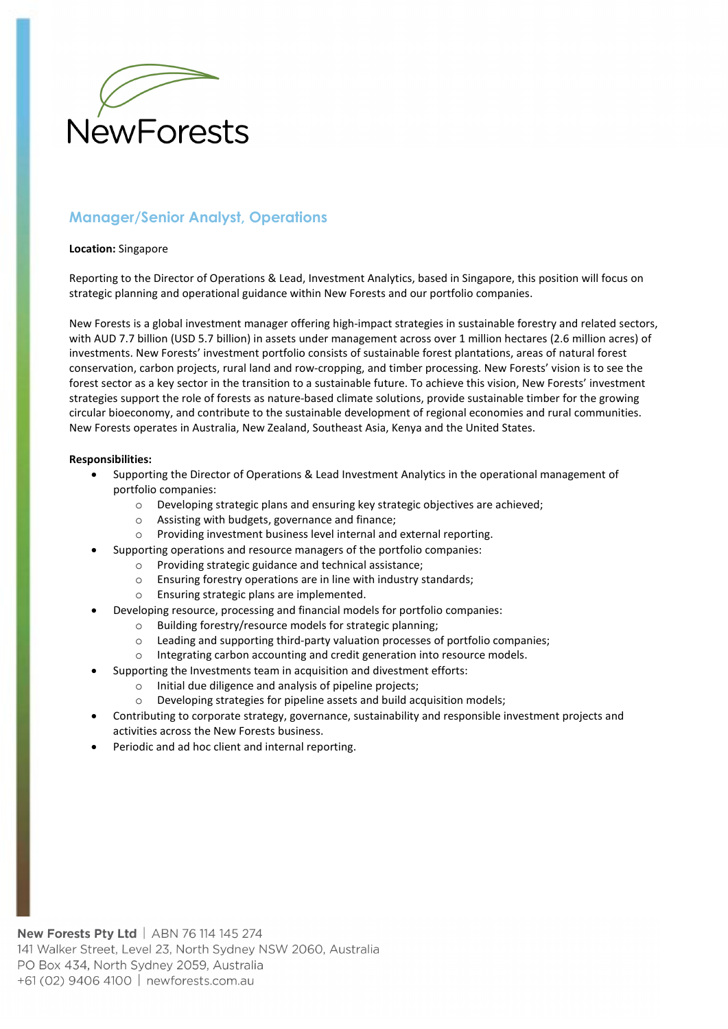NewForests

## Manager/Senior Analyst, Operations

**Location:** Singapore

Reporting to the Director of Operations & Lead, Investment Analytics, based in Singapore, this position will focus on strategic planning and operational guidance within New Forests and our portfolio companies.

New Forests is a global investment manager offering high-impact strategies in sustainable forestry and related sectors, with AUD 7.7 billion (USD 5.7 billion) in assets under management across over 1 million hectares (2.6 million acres) of investments. New Forests' investment portfolio consists of sustainable forest plantations, areas of natural forest conservation, carbon projects, rural land and row-cropping, and timber processing. New Forests' vision is to see the forest sector as a key sector in the transition to a sustainable future. To achieve this vision, New Forests' investment strategies support the role of forests as nature-based climate solutions, provide sustainable timber for the growing circular bioeconomy, and contribute to the sustainable development of regional economies and rural communities. New Forests operates in Australia, New Zealand, Southeast Asia, Kenya and the United States.

**Responsibilities:**

- Supporting the Director of Operations & Lead Investment Analytics in the operational management of portfolio companies:
  - Developing strategic plans and ensuring key strategic objectives are achieved;
  - Assisting with budgets, governance and finance;
  - Providing investment business level internal and external reporting.
- Supporting operations and resource managers of the portfolio companies:
  - Providing strategic guidance and technical assistance;
  - Ensuring forestry operations are in line with industry standards;
  - Ensuring strategic plans are implemented.
- Developing resource, processing and financial models for portfolio companies:
  - Building forestry/resource models for strategic planning;
  - Leading and supporting third-party valuation processes of portfolio companies;
  - Integrating carbon accounting and credit generation into resource models.
- Supporting the Investments team in acquisition and divestment efforts:
  - Initial due diligence and analysis of pipeline projects;
  - Developing strategies for pipeline assets and build acquisition models;
- Contributing to corporate strategy, governance, sustainability and responsible investment projects and activities across the New Forests business.
- Periodic and ad hoc client and internal reporting.

**New Forests Pty Ltd** | ABN 76 114 145 274
141 Walker Street, Level 23, North Sydney NSW 2060, Australia
PO Box 434, North Sydney 2059, Australia
+61 (02) 9406 4100 | newforests.com.au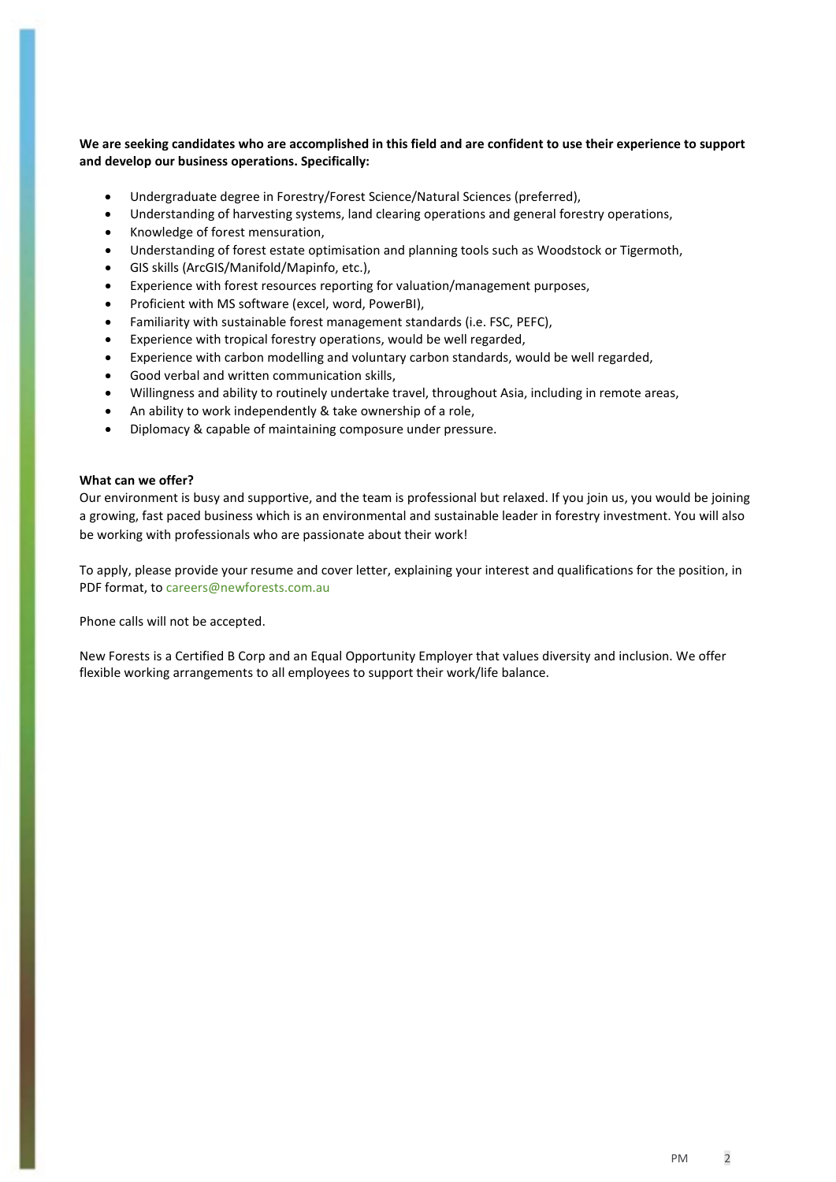**We are seeking candidates who are accomplished in this field and are confident to use their experience to support and develop our business operations. Specifically:**

- Undergraduate degree in Forestry/Forest Science/Natural Sciences (preferred),
- Understanding of harvesting systems, land clearing operations and general forestry operations,
- Knowledge of forest mensuration,
- Understanding of forest estate optimisation and planning tools such as Woodstock or Tigermoth,
- GIS skills (ArcGIS/Manifold/Mapinfo, etc.),
- Experience with forest resources reporting for valuation/management purposes,
- Proficient with MS software (excel, word, PowerBI),
- Familiarity with sustainable forest management standards (i.e. FSC, PEFC),
- Experience with tropical forestry operations, would be well regarded,
- Experience with carbon modelling and voluntary carbon standards, would be well regarded,
- Good verbal and written communication skills,
- Willingness and ability to routinely undertake travel, throughout Asia, including in remote areas,
- An ability to work independently & take ownership of a role,
- Diplomacy & capable of maintaining composure under pressure.

**What can we offer?**

Our environment is busy and supportive, and the team is professional but relaxed. If you join us, you would be joining a growing, fast paced business which is an environmental and sustainable leader in forestry investment. You will also be working with professionals who are passionate about their work!

To apply, please provide your resume and cover letter, explaining your interest and qualifications for the position, in PDF format, to careers@newforests.com.au

Phone calls will not be accepted.

New Forests is a Certified B Corp and an Equal Opportunity Employer that values diversity and inclusion. We offer flexible working arrangements to all employees to support their work/life balance.